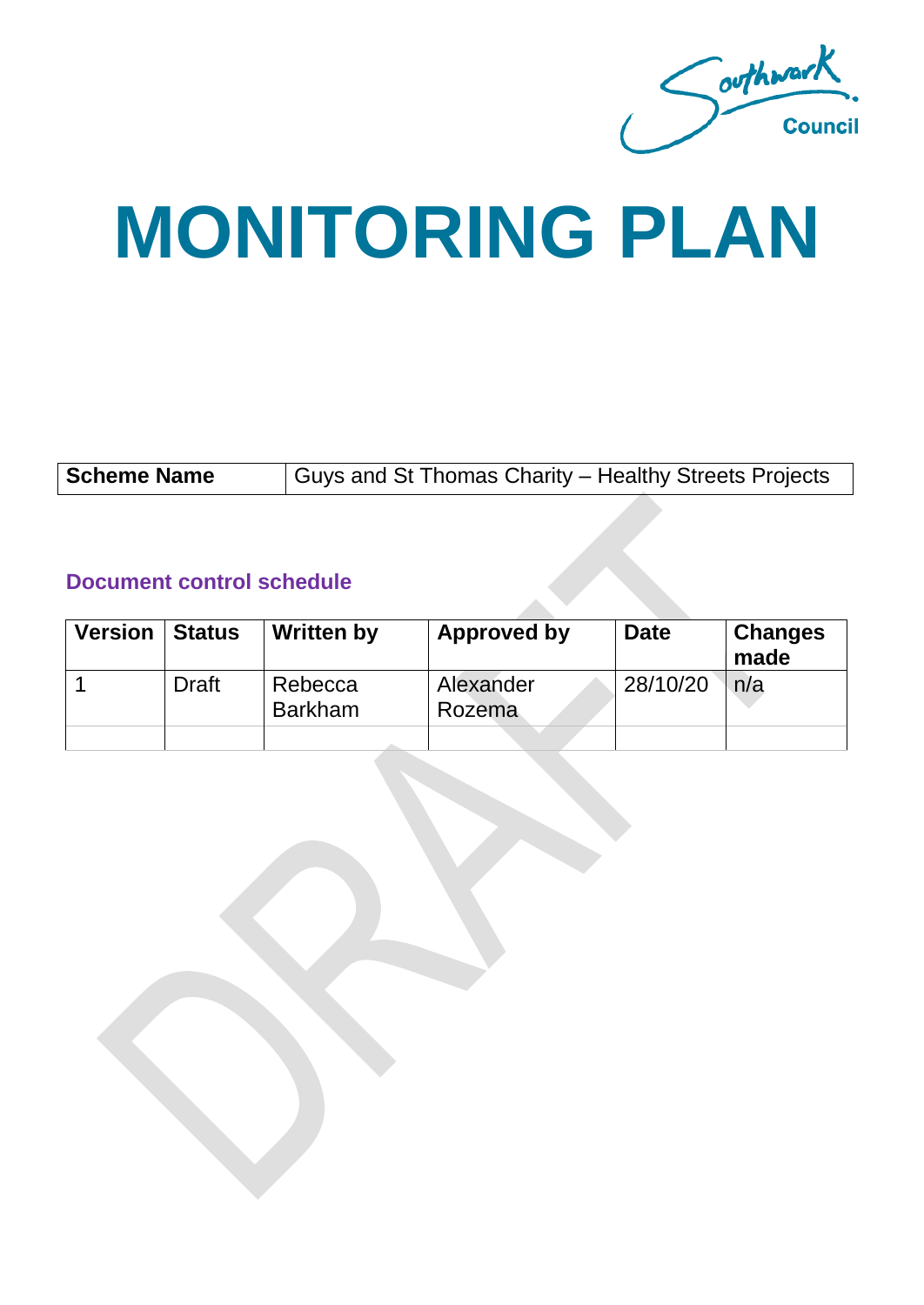Southwark Council

# MONITORING PLAN

| Scheme Name | Guys and St Thomas Charity – Healthy Streets Projects |
| --- | --- |

### Document control schedule

| Version | Status | Written by | Approved by | Date | Changes made |
| --- | --- | --- | --- | --- | --- |
| 1 | Draft | Rebecca Barkham | Alexander Rozema | 28/10/20 | n/a |
| | | | | | |

DRAFT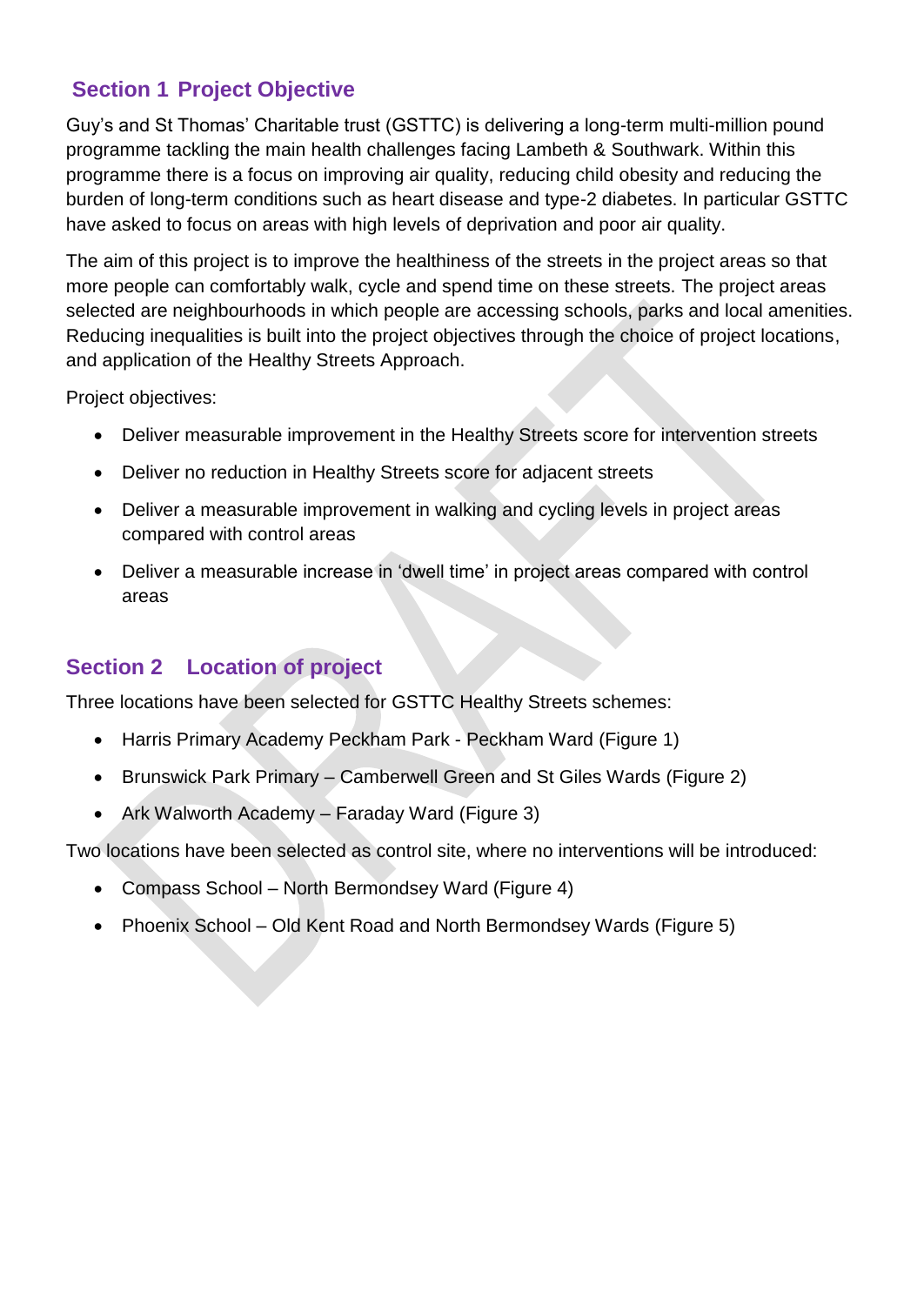## Section 1 Project Objective

Guy's and St Thomas' Charitable trust (GSTTC) is delivering a long-term multi-million pound programme tackling the main health challenges facing Lambeth & Southwark. Within this programme there is a focus on improving air quality, reducing child obesity and reducing the burden of long-term conditions such as heart disease and type-2 diabetes. In particular GSTTC have asked to focus on areas with high levels of deprivation and poor air quality.

The aim of this project is to improve the healthiness of the streets in the project areas so that more people can comfortably walk, cycle and spend time on these streets. The project areas selected are neighbourhoods in which people are accessing schools, parks and local amenities. Reducing inequalities is built into the project objectives through the choice of project locations, and application of the Healthy Streets Approach.

Project objectives:

- Deliver measurable improvement in the Healthy Streets score for intervention streets
- Deliver no reduction in Healthy Streets score for adjacent streets
- Deliver a measurable improvement in walking and cycling levels in project areas compared with control areas
- Deliver a measurable increase in 'dwell time' in project areas compared with control areas

## Section 2 Location of project

Three locations have been selected for GSTTC Healthy Streets schemes:

- Harris Primary Academy Peckham Park - Peckham Ward (Figure 1)
- Brunswick Park Primary – Camberwell Green and St Giles Wards (Figure 2)
- Ark Walworth Academy – Faraday Ward (Figure 3)

Two locations have been selected as control site, where no interventions will be introduced:

- Compass School – North Bermondsey Ward (Figure 4)
- Phoenix School – Old Kent Road and North Bermondsey Wards (Figure 5)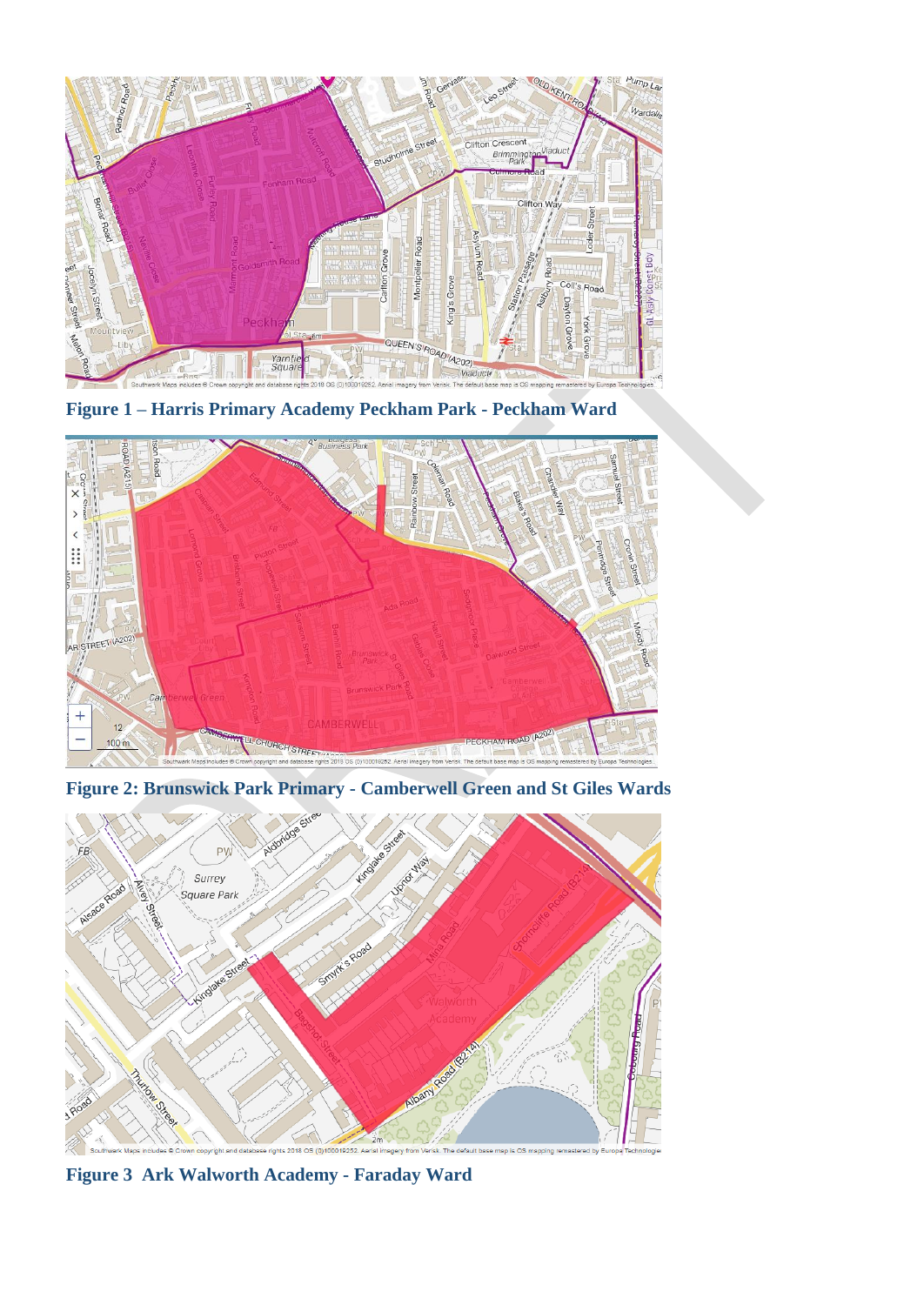Figure 1 – Harris Primary Academy Peckham Park - Peckham Ward

Figure 2: Brunswick Park Primary - Camberwell Green and St Giles Wards

Figure 3 Ark Walworth Academy - Faraday Ward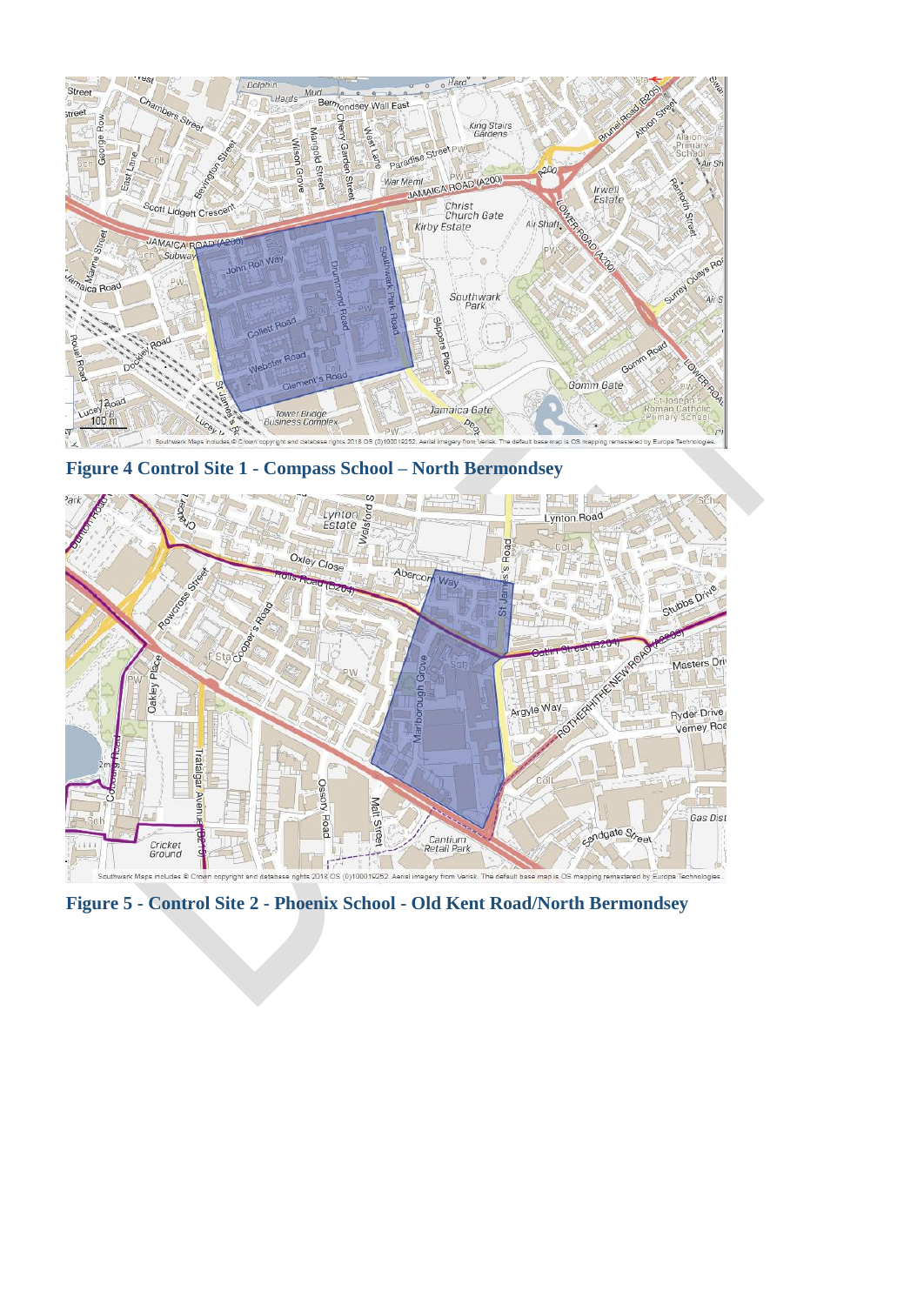**Figure 4 Control Site 1 - Compass School – North Bermondsey**

**Figure 5 - Control Site 2 - Phoenix School - Old Kent Road/North Bermondsey**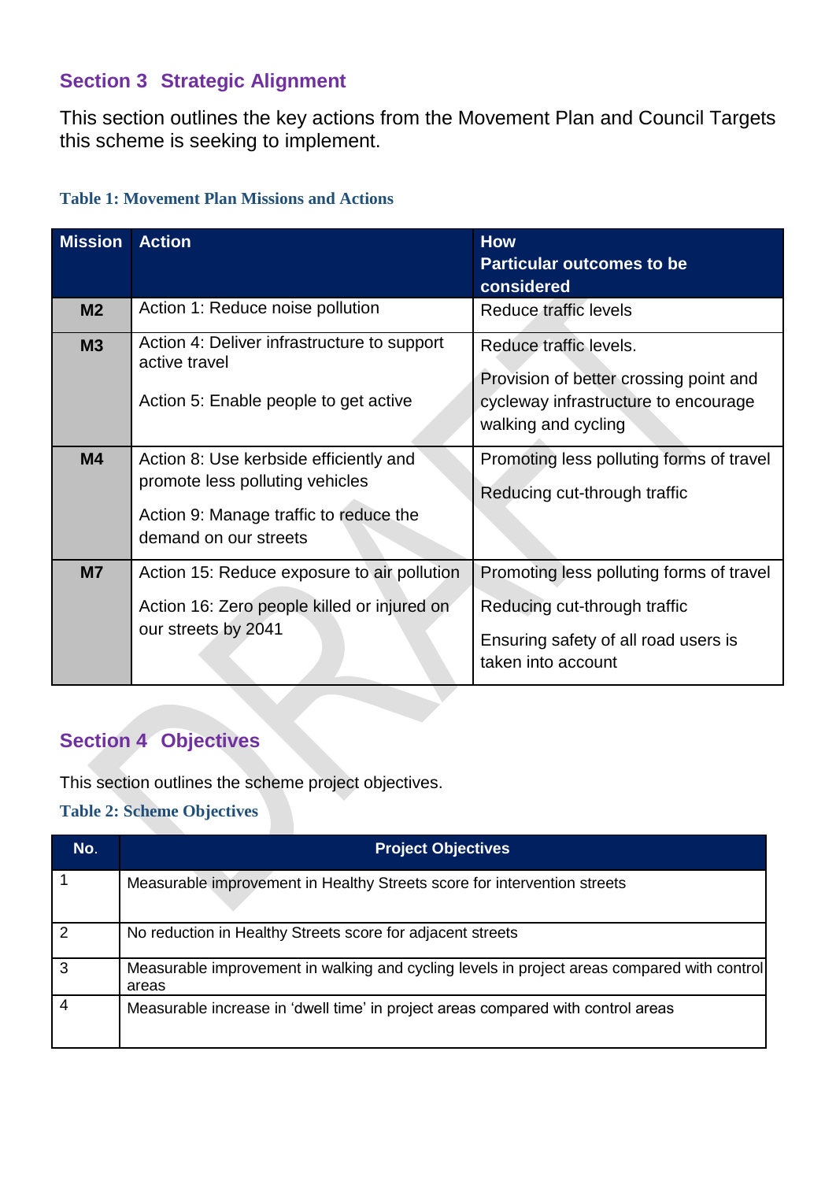## Section 3 Strategic Alignment

This section outlines the key actions from the Movement Plan and Council Targets this scheme is seeking to implement.

**Table 1: Movement Plan Missions and Actions**

| Mission | Action | How<br>Particular outcomes to be considered |
|---|---|---|
| **M2** | Action 1: Reduce noise pollution | Reduce traffic levels |
| **M3** | Action 4: Deliver infrastructure to support active travel<br><br>Action 5: Enable people to get active | Reduce traffic levels.<br><br>Provision of better crossing point and cycleway infrastructure to encourage walking and cycling |
| **M4** | Action 8: Use kerbside efficiently and promote less polluting vehicles<br><br>Action 9: Manage traffic to reduce the demand on our streets | Promoting less polluting forms of travel<br><br>Reducing cut-through traffic |
| **M7** | Action 15: Reduce exposure to air pollution<br><br>Action 16: Zero people killed or injured on our streets by 2041 | Promoting less polluting forms of travel<br><br>Reducing cut-through traffic<br><br>Ensuring safety of all road users is taken into account |

## Section 4 Objectives

This section outlines the scheme project objectives.

**Table 2: Scheme Objectives**

| No. | Project Objectives |
|---|---|
| 1 | Measurable improvement in Healthy Streets score for intervention streets |
| 2 | No reduction in Healthy Streets score for adjacent streets |
| 3 | Measurable improvement in walking and cycling levels in project areas compared with control areas |
| 4 | Measurable increase in 'dwell time' in project areas compared with control areas |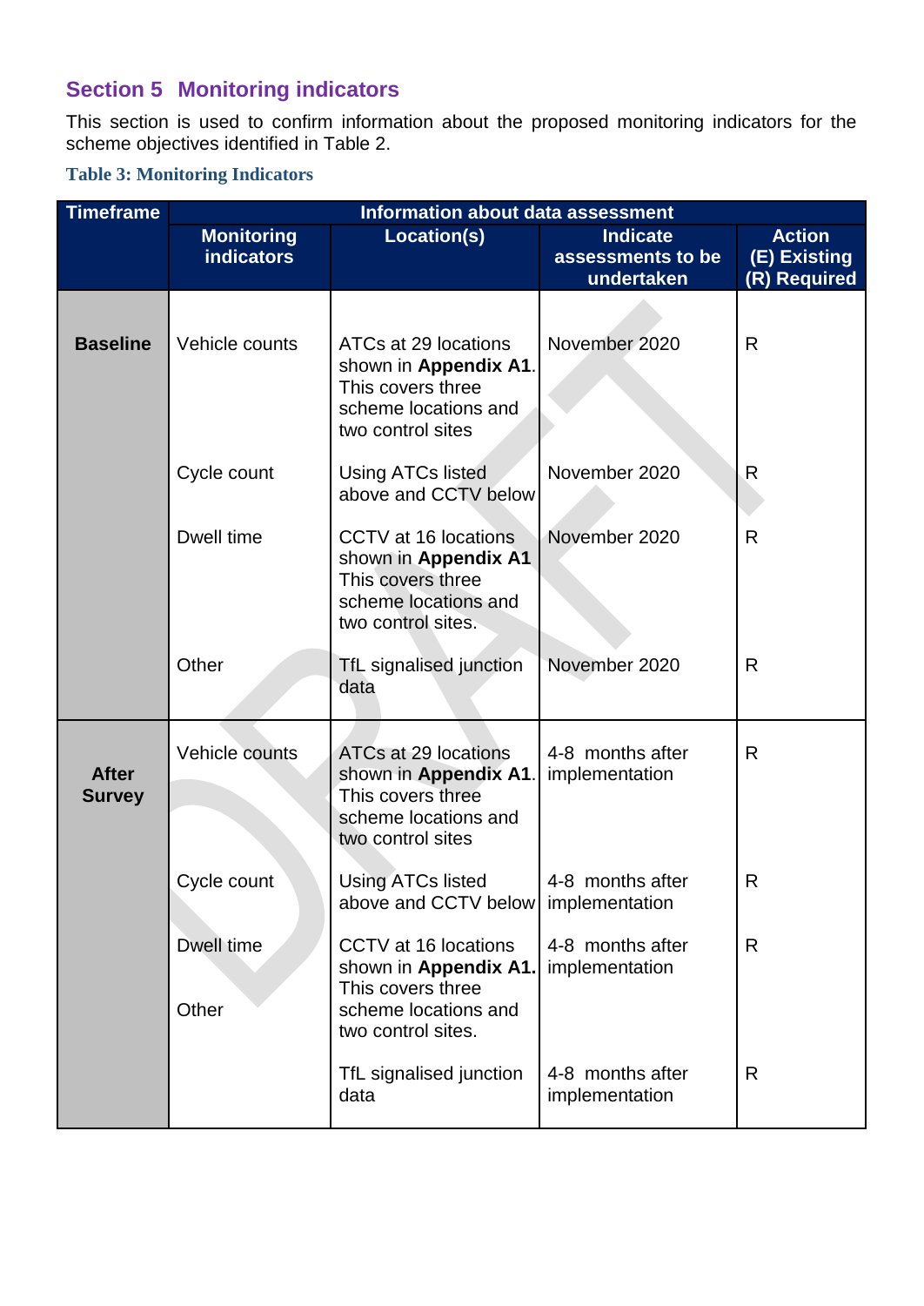## Section 5 Monitoring indicators

This section is used to confirm information about the proposed monitoring indicators for the scheme objectives identified in Table 2.

**Table 3: Monitoring Indicators**

| Timeframe | Information about data assessment | | | |
|---|---|---|---|---|
| | Monitoring indicators | Location(s) | Indicate assessments to be undertaken | Action (E) Existing (R) Required |
| **Baseline** | Vehicle counts | ATCs at 29 locations shown in **Appendix A1**. This covers three scheme locations and two control sites | November 2020 | R |
| | Cycle count | Using ATCs listed above and CCTV below | November 2020 | R |
| | Dwell time | CCTV at 16 locations shown in **Appendix A1** This covers three scheme locations and two control sites. | November 2020 | R |
| | Other | TfL signalised junction data | November 2020 | R |
| **After Survey** | Vehicle counts | ATCs at 29 locations shown in **Appendix A1**. This covers three scheme locations and two control sites | 4-8 months after implementation | R |
| | Cycle count | Using ATCs listed above and CCTV below | 4-8 months after implementation | R |
| | Dwell time | CCTV at 16 locations shown in **Appendix A1.** This covers three scheme locations and two control sites. | 4-8 months after implementation | R |
| | Other | TfL signalised junction data | 4-8 months after implementation | R |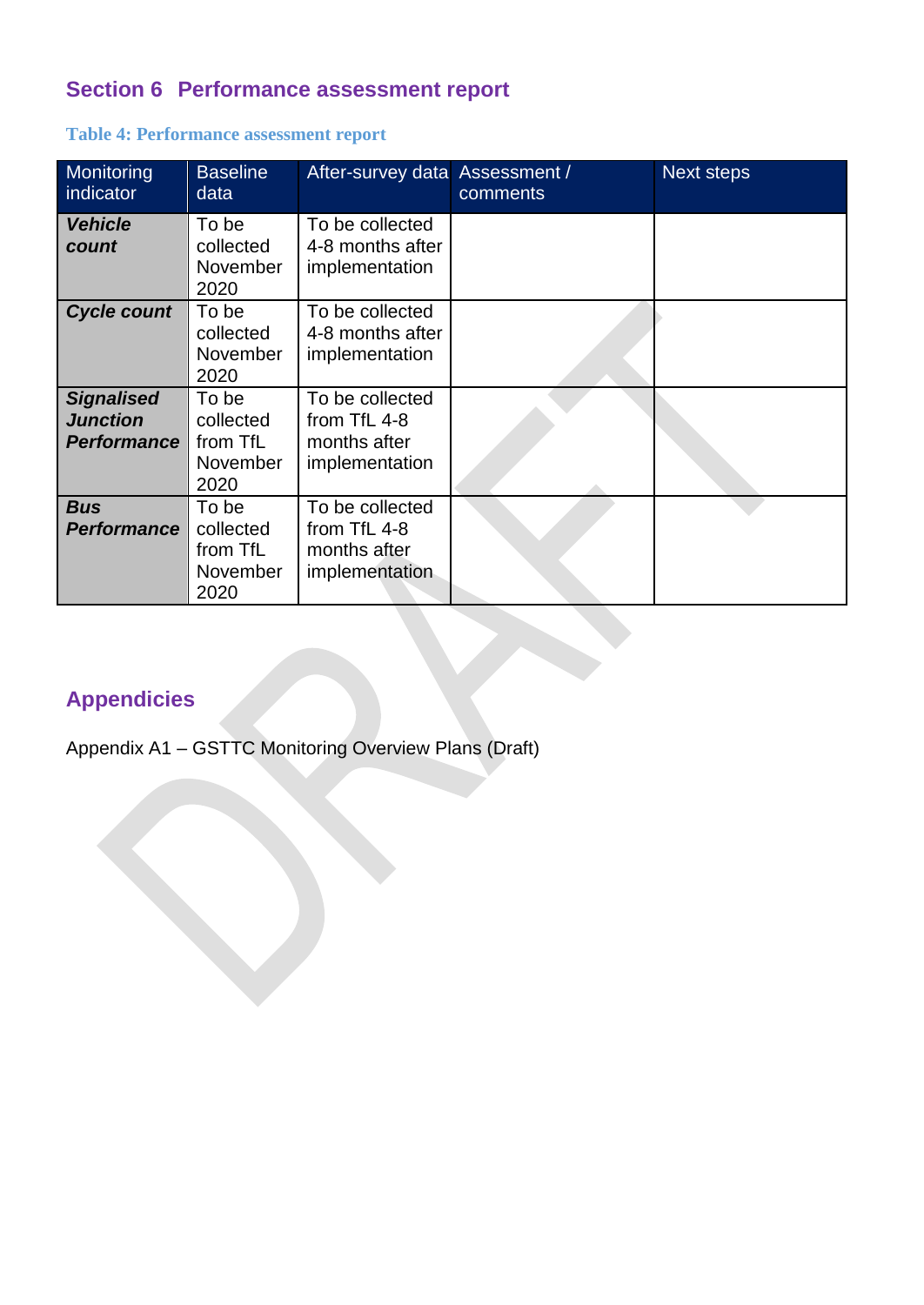## Section 6 Performance assessment report

**Table 4: Performance assessment report**

| Monitoring indicator | Baseline data | After-survey data | Assessment / comments | Next steps |
|---|---|---|---|---|
| ***Vehicle count*** | To be collected November 2020 | To be collected 4-8 months after implementation | | |
| ***Cycle count*** | To be collected November 2020 | To be collected 4-8 months after implementation | | |
| ***Signalised Junction Performance*** | To be collected from TfL November 2020 | To be collected from TfL 4-8 months after implementation | | |
| ***Bus Performance*** | To be collected from TfL November 2020 | To be collected from TfL 4-8 months after implementation | | |

## Appendicies

Appendix A1 – GSTTC Monitoring Overview Plans (Draft)